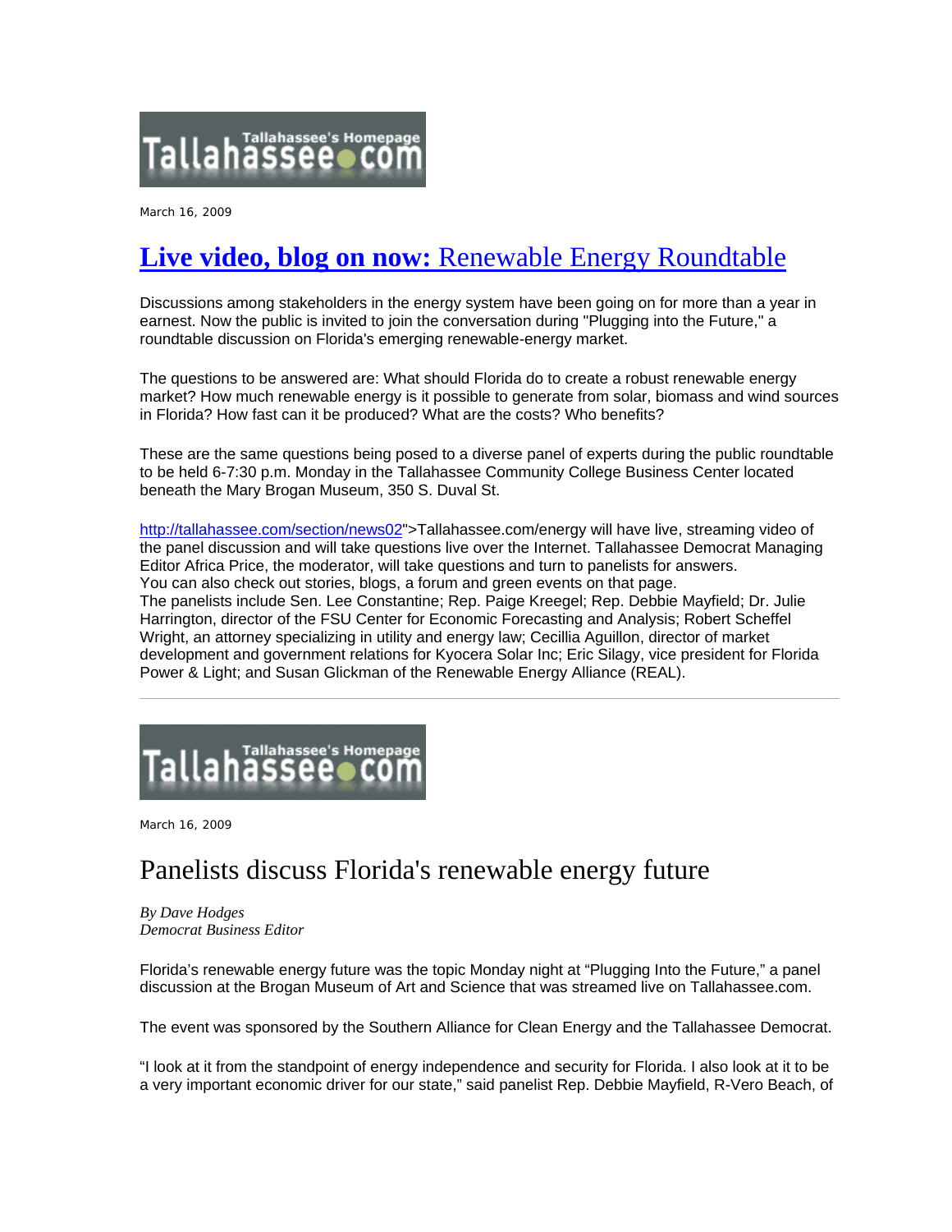Tallahassee's Homepage Tallahassee.com

March 16, 2009

# [Live video, blog on now: Renewable Energy Roundtable]

Discussions among stakeholders in the energy system have been going on for more than a year in earnest. Now the public is invited to join the conversation during "Plugging into the Future," a roundtable discussion on Florida's emerging renewable-energy market.

The questions to be answered are: What should Florida do to create a robust renewable energy market? How much renewable energy is it possible to generate from solar, biomass and wind sources in Florida? How fast can it be produced? What are the costs? Who benefits?

These are the same questions being posed to a diverse panel of experts during the public roundtable to be held 6-7:30 p.m. Monday in the Tallahassee Community College Business Center located beneath the Mary Brogan Museum, 350 S. Duval St.

http://tallahassee.com/section/news02">Tallahassee.com/energy will have live, streaming video of the panel discussion and will take questions live over the Internet. Tallahassee Democrat Managing Editor Africa Price, the moderator, will take questions and turn to panelists for answers.
You can also check out stories, blogs, a forum and green events on that page.
The panelists include Sen. Lee Constantine; Rep. Paige Kreegel; Rep. Debbie Mayfield; Dr. Julie Harrington, director of the FSU Center for Economic Forecasting and Analysis; Robert Scheffel Wright, an attorney specializing in utility and energy law; Cecillia Aguillon, director of market development and government relations for Kyocera Solar Inc; Eric Silagy, vice president for Florida Power & Light; and Susan Glickman of the Renewable Energy Alliance (REAL).

---

Tallahassee's Homepage Tallahassee.com

March 16, 2009

# Panelists discuss Florida's renewable energy future

*By Dave Hodges*
*Democrat Business Editor*

Florida's renewable energy future was the topic Monday night at "Plugging Into the Future," a panel discussion at the Brogan Museum of Art and Science that was streamed live on Tallahassee.com.

The event was sponsored by the Southern Alliance for Clean Energy and the Tallahassee Democrat.

"I look at it from the standpoint of energy independence and security for Florida. I also look at it to be a very important economic driver for our state," said panelist Rep. Debbie Mayfield, R-Vero Beach, of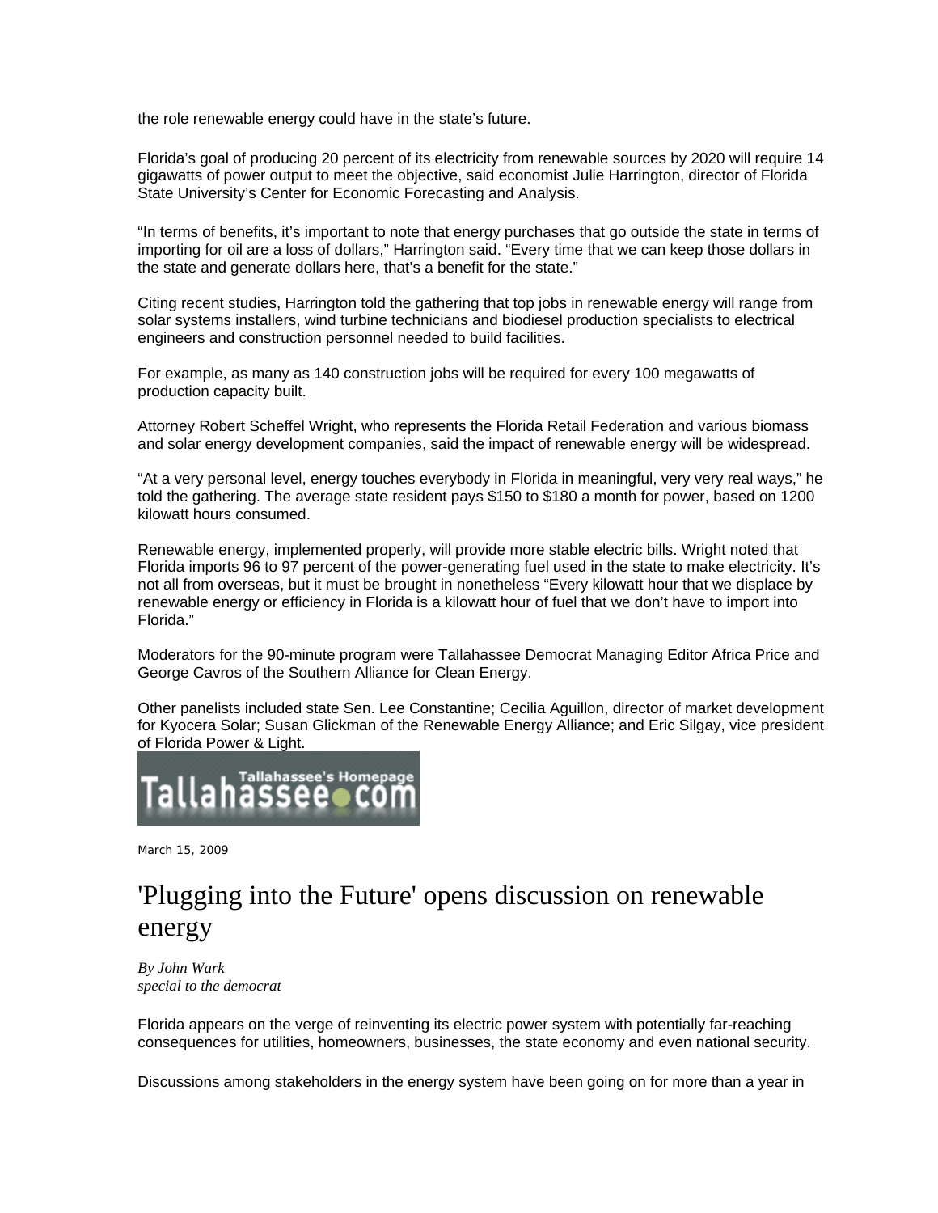the role renewable energy could have in the state's future.

Florida's goal of producing 20 percent of its electricity from renewable sources by 2020 will require 14 gigawatts of power output to meet the objective, said economist Julie Harrington, director of Florida State University's Center for Economic Forecasting and Analysis.

"In terms of benefits, it's important to note that energy purchases that go outside the state in terms of importing for oil are a loss of dollars," Harrington said. "Every time that we can keep those dollars in the state and generate dollars here, that's a benefit for the state."

Citing recent studies, Harrington told the gathering that top jobs in renewable energy will range from solar systems installers, wind turbine technicians and biodiesel production specialists to electrical engineers and construction personnel needed to build facilities.

For example, as many as 140 construction jobs will be required for every 100 megawatts of production capacity built.

Attorney Robert Scheffel Wright, who represents the Florida Retail Federation and various biomass and solar energy development companies, said the impact of renewable energy will be widespread.

"At a very personal level, energy touches everybody in Florida in meaningful, very very real ways," he told the gathering. The average state resident pays $150 to $180 a month for power, based on 1200 kilowatt hours consumed.

Renewable energy, implemented properly, will provide more stable electric bills. Wright noted that Florida imports 96 to 97 percent of the power-generating fuel used in the state to make electricity. It's not all from overseas, but it must be brought in nonetheless "Every kilowatt hour that we displace by renewable energy or efficiency in Florida is a kilowatt hour of fuel that we don't have to import into Florida."

Moderators for the 90-minute program were Tallahassee Democrat Managing Editor Africa Price and George Cavros of the Southern Alliance for Clean Energy.

Other panelists included state Sen. Lee Constantine; Cecilia Aguillon, director of market development for Kyocera Solar; Susan Glickman of the Renewable Energy Alliance; and Eric Silgay, vice president of Florida Power & Light.

Tallahassee's Homepage
Tallahassee.com

March 15, 2009

# 'Plugging into the Future' opens discussion on renewable energy

*By John Wark*
*special to the democrat*

Florida appears on the verge of reinventing its electric power system with potentially far-reaching consequences for utilities, homeowners, businesses, the state economy and even national security.

Discussions among stakeholders in the energy system have been going on for more than a year in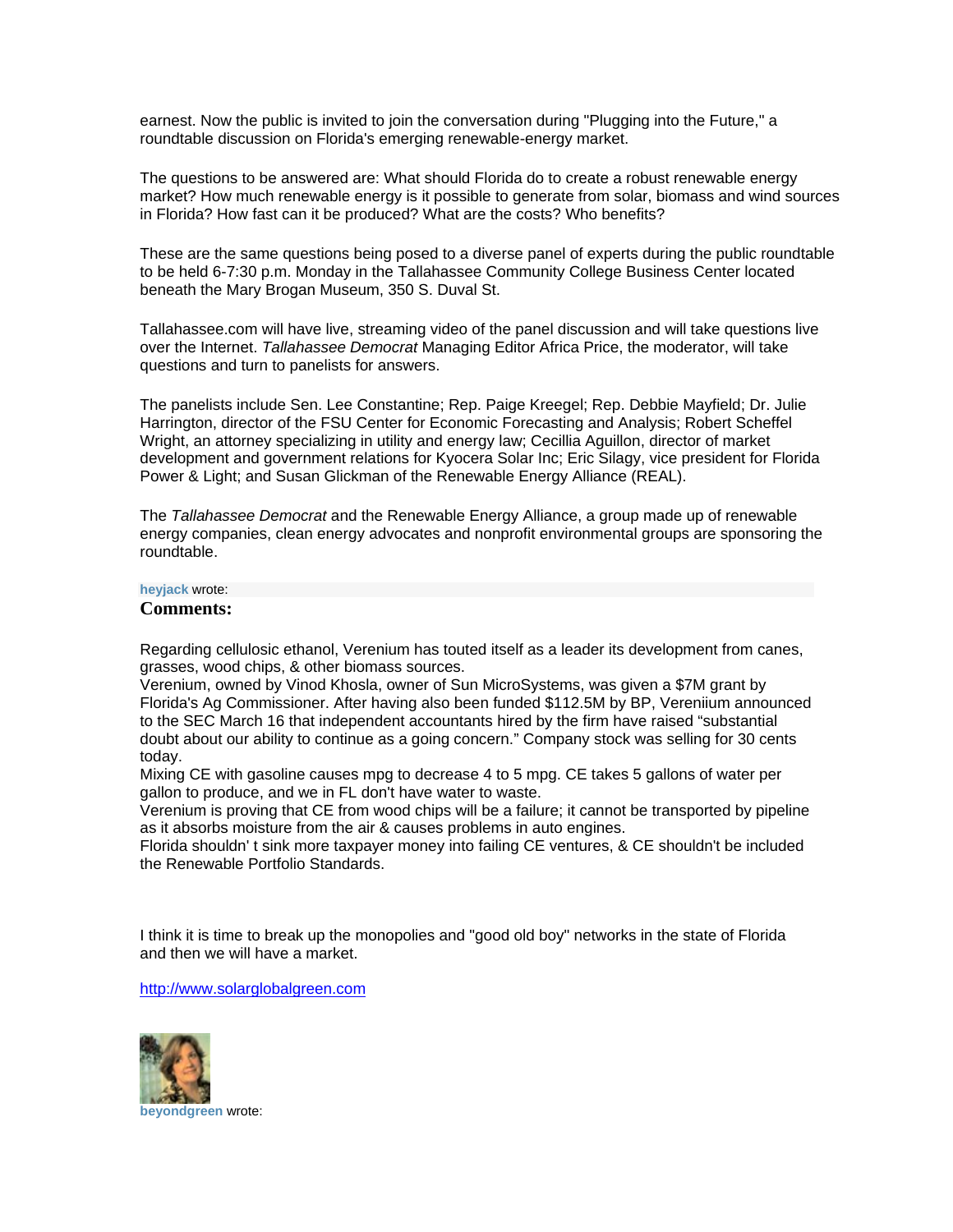earnest. Now the public is invited to join the conversation during "Plugging into the Future," a roundtable discussion on Florida's emerging renewable-energy market.

The questions to be answered are: What should Florida do to create a robust renewable energy market? How much renewable energy is it possible to generate from solar, biomass and wind sources in Florida? How fast can it be produced? What are the costs? Who benefits?

These are the same questions being posed to a diverse panel of experts during the public roundtable to be held 6-7:30 p.m. Monday in the Tallahassee Community College Business Center located beneath the Mary Brogan Museum, 350 S. Duval St.

Tallahassee.com will have live, streaming video of the panel discussion and will take questions live over the Internet. *Tallahassee Democrat* Managing Editor Africa Price, the moderator, will take questions and turn to panelists for answers.

The panelists include Sen. Lee Constantine; Rep. Paige Kreegel; Rep. Debbie Mayfield; Dr. Julie Harrington, director of the FSU Center for Economic Forecasting and Analysis; Robert Scheffel Wright, an attorney specializing in utility and energy law; Cecillia Aguillon, director of market development and government relations for Kyocera Solar Inc; Eric Silagy, vice president for Florida Power & Light; and Susan Glickman of the Renewable Energy Alliance (REAL).

The *Tallahassee Democrat* and the Renewable Energy Alliance, a group made up of renewable energy companies, clean energy advocates and nonprofit environmental groups are sponsoring the roundtable.

**heyjack** wrote:

## Comments:

Regarding cellulosic ethanol, Verenium has touted itself as a leader its development from canes, grasses, wood chips, & other biomass sources.
Verenium, owned by Vinod Khosla, owner of Sun MicroSystems, was given a $7M grant by Florida's Ag Commissioner. After having also been funded $112.5M by BP, Vereniium announced to the SEC March 16 that independent accountants hired by the firm have raised "substantial doubt about our ability to continue as a going concern." Company stock was selling for 30 cents today.
Mixing CE with gasoline causes mpg to decrease 4 to 5 mpg. CE takes 5 gallons of water per gallon to produce, and we in FL don't have water to waste.
Verenium is proving that CE from wood chips will be a failure; it cannot be transported by pipeline as it absorbs moisture from the air & causes problems in auto engines.
Florida shouldn' t sink more taxpayer money into failing CE ventures, & CE shouldn't be included the Renewable Portfolio Standards.

I think it is time to break up the monopolies and "good old boy" networks in the state of Florida and then we will have a market.

http://www.solarglobalgreen.com

**beyondgreen** wrote: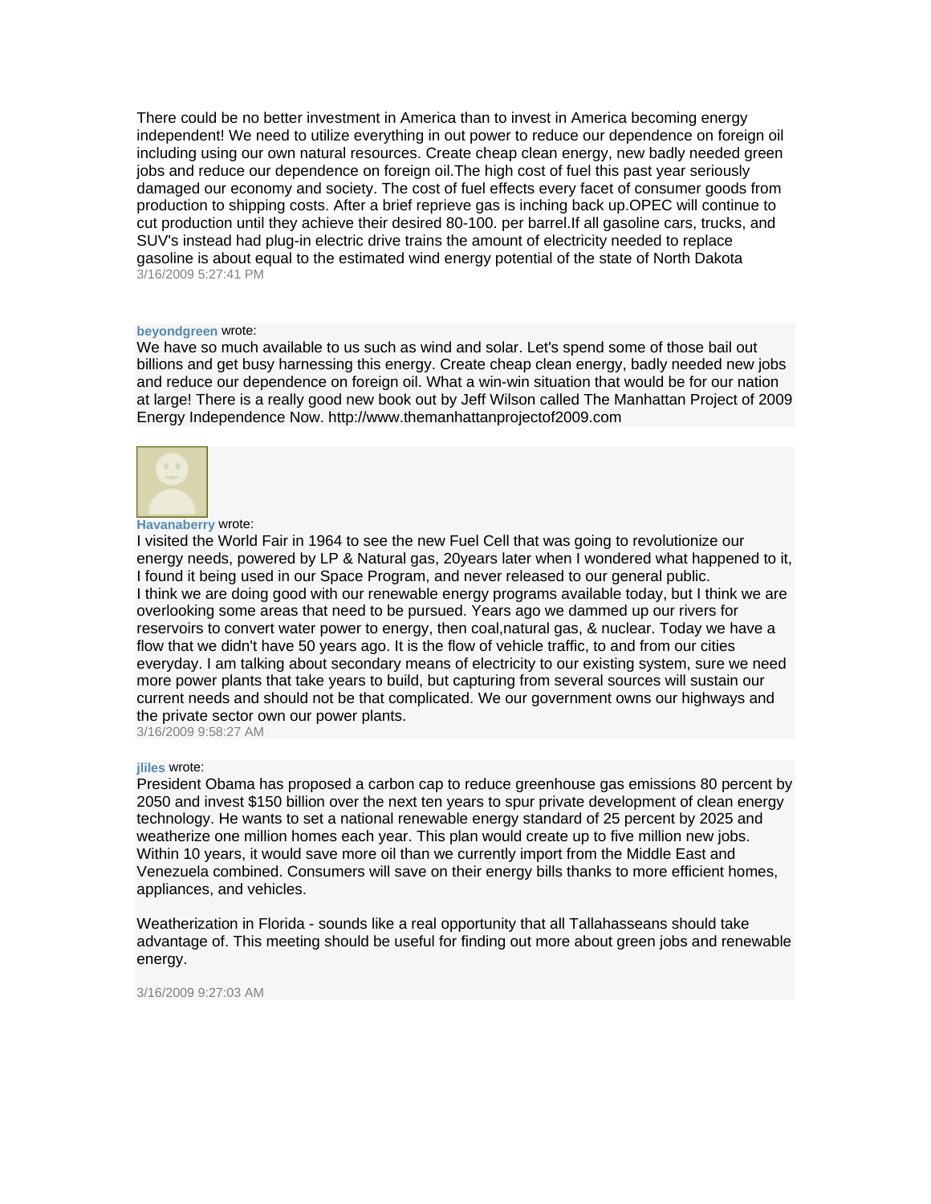There could be no better investment in America than to invest in America becoming energy independent! We need to utilize everything in out power to reduce our dependence on foreign oil including using our own natural resources. Create cheap clean energy, new badly needed green jobs and reduce our dependence on foreign oil.The high cost of fuel this past year seriously damaged our economy and society. The cost of fuel effects every facet of consumer goods from production to shipping costs. After a brief reprieve gas is inching back up.OPEC will continue to cut production until they achieve their desired 80-100. per barrel.If all gasoline cars, trucks, and SUV's instead had plug-in electric drive trains the amount of electricity needed to replace gasoline is about equal to the estimated wind energy potential of the state of North Dakota

3/16/2009 5:27:41 PM

**beyondgreen** wrote:

We have so much available to us such as wind and solar. Let's spend some of those bail out billions and get busy harnessing this energy. Create cheap clean energy, badly needed new jobs and reduce our dependence on foreign oil. What a win-win situation that would be for our nation at large! There is a really good new book out by Jeff Wilson called The Manhattan Project of 2009 Energy Independence Now. http://www.themanhattanprojectof2009.com

**Havanaberry** wrote:

I visited the World Fair in 1964 to see the new Fuel Cell that was going to revolutionize our energy needs, powered by LP & Natural gas, 20years later when I wondered what happened to it, I found it being used in our Space Program, and never released to our general public.
I think we are doing good with our renewable energy programs available today, but I think we are overlooking some areas that need to be pursued. Years ago we dammed up our rivers for reservoirs to convert water power to energy, then coal,natural gas, & nuclear. Today we have a flow that we didn't have 50 years ago. It is the flow of vehicle traffic, to and from our cities everyday. I am talking about secondary means of electricity to our existing system, sure we need more power plants that take years to build, but capturing from several sources will sustain our current needs and should not be that complicated. We our government owns our highways and the private sector own our power plants.

3/16/2009 9:58:27 AM

**jliles** wrote:

President Obama has proposed a carbon cap to reduce greenhouse gas emissions 80 percent by 2050 and invest $150 billion over the next ten years to spur private development of clean energy technology. He wants to set a national renewable energy standard of 25 percent by 2025 and weatherize one million homes each year. This plan would create up to five million new jobs. Within 10 years, it would save more oil than we currently import from the Middle East and Venezuela combined. Consumers will save on their energy bills thanks to more efficient homes, appliances, and vehicles.

Weatherization in Florida - sounds like a real opportunity that all Tallahasseans should take advantage of. This meeting should be useful for finding out more about green jobs and renewable energy.

3/16/2009 9:27:03 AM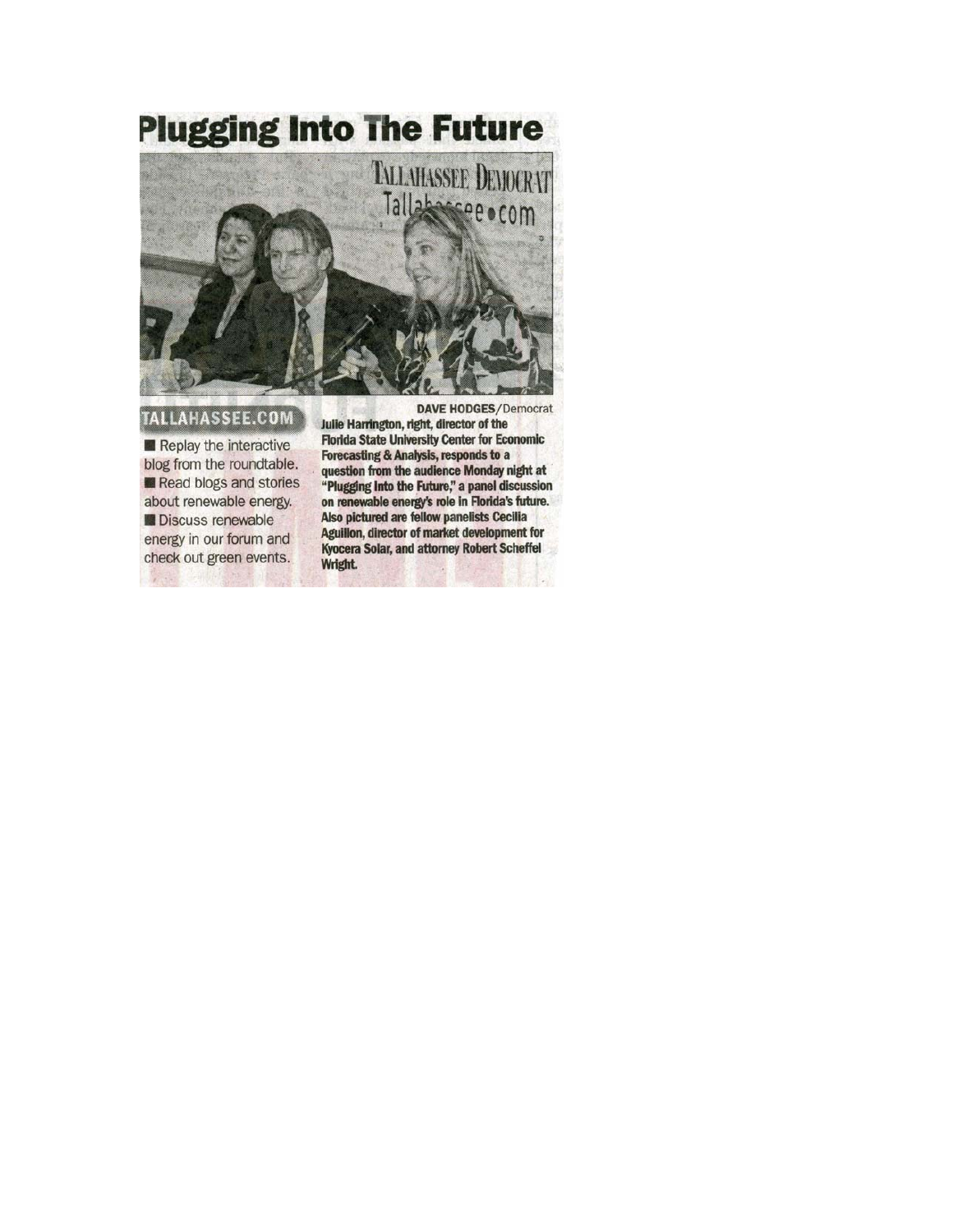# Plugging Into The Future

DAVE HODGES/Democrat

**Julie Harrington, right, director of the Florida State University Center for Economic Forecasting & Analysis, responds to a question from the audience Monday night at "Plugging Into the Future," a panel discussion on renewable energy's role in Florida's future. Also pictured are fellow panelists Cecilia Aguillon, director of market development for Kyocera Solar, and attorney Robert Scheffel Wright.**

**TALLAHASSEE.COM**

- Replay the interactive blog from the roundtable.
- Read blogs and stories about renewable energy.
- Discuss renewable energy in our forum and check out green events.